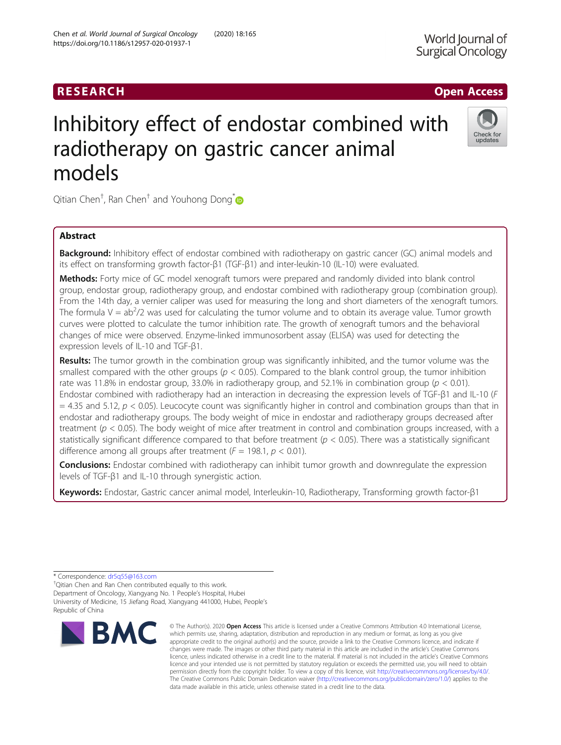RESEARCH

Open Access

# Inhibitory effect of endostar combined with radiotherapy on gastric cancer animal models

Qitian Chen[†], Ran Chen[†] and Youhong Dong[*]

## Abstract

**Background:** Inhibitory effect of endostar combined with radiotherapy on gastric cancer (GC) animal models and its effect on transforming growth factor-β1 (TGF-β1) and inter-leukin-10 (IL-10) were evaluated.

**Methods:** Forty mice of GC model xenograft tumors were prepared and randomly divided into blank control group, endostar group, radiotherapy group, and endostar combined with radiotherapy group (combination group). From the 14th day, a vernier caliper was used for measuring the long and short diameters of the xenograft tumors. The formula $V = ab^2/2$ was used for calculating the tumor volume and to obtain its average value. Tumor growth curves were plotted to calculate the tumor inhibition rate. The growth of xenograft tumors and the behavioral changes of mice were observed. Enzyme-linked immunosorbent assay (ELISA) was used for detecting the expression levels of IL-10 and TGF-β1.

**Results:** The tumor growth in the combination group was significantly inhibited, and the tumor volume was the smallest compared with the other groups ($p < 0.05$). Compared to the blank control group, the tumor inhibition rate was 11.8% in endostar group, 33.0% in radiotherapy group, and 52.1% in combination group ($p < 0.01$). Endostar combined with radiotherapy had an interaction in decreasing the expression levels of TGF-β1 and IL-10 ($F = 4.35$ and $5.12$, $p < 0.05$). Leucocyte count was significantly higher in control and combination groups than that in endostar and radiotherapy groups. The body weight of mice in endostar and radiotherapy groups decreased after treatment ($p < 0.05$). The body weight of mice after treatment in control and combination groups increased, with a statistically significant difference compared to that before treatment ($p < 0.05$). There was a statistically significant difference among all groups after treatment ($F = 198.1$, $p < 0.01$).

**Conclusions:** Endostar combined with radiotherapy can inhibit tumor growth and downregulate the expression levels of TGF-β1 and IL-10 through synergistic action.

**Keywords:** Endostar, Gastric cancer animal model, Interleukin-10, Radiotherapy, Transforming growth factor-β1

---

* Correspondence: dr5q55@163.com

[†]Qitian Chen and Ran Chen contributed equally to this work.

Department of Oncology, Xiangyang No. 1 People's Hospital, Hubei University of Medicine, 15 Jiefang Road, Xiangyang 441000, Hubei, People's Republic of China

© The Author(s). 2020 **Open Access** This article is licensed under a Creative Commons Attribution 4.0 International License, which permits use, sharing, adaptation, distribution and reproduction in any medium or format, as long as you give appropriate credit to the original author(s) and the source, provide a link to the Creative Commons licence, and indicate if changes were made. The images or other third party material in this article are included in the article's Creative Commons licence, unless indicated otherwise in a credit line to the material. If material is not included in the article's Creative Commons licence and your intended use is not permitted by statutory regulation or exceeds the permitted use, you will need to obtain permission directly from the copyright holder. To view a copy of this licence, visit http://creativecommons.org/licenses/by/4.0/. The Creative Commons Public Domain Dedication waiver (http://creativecommons.org/publicdomain/zero/1.0/) applies to the data made available in this article, unless otherwise stated in a credit line to the data.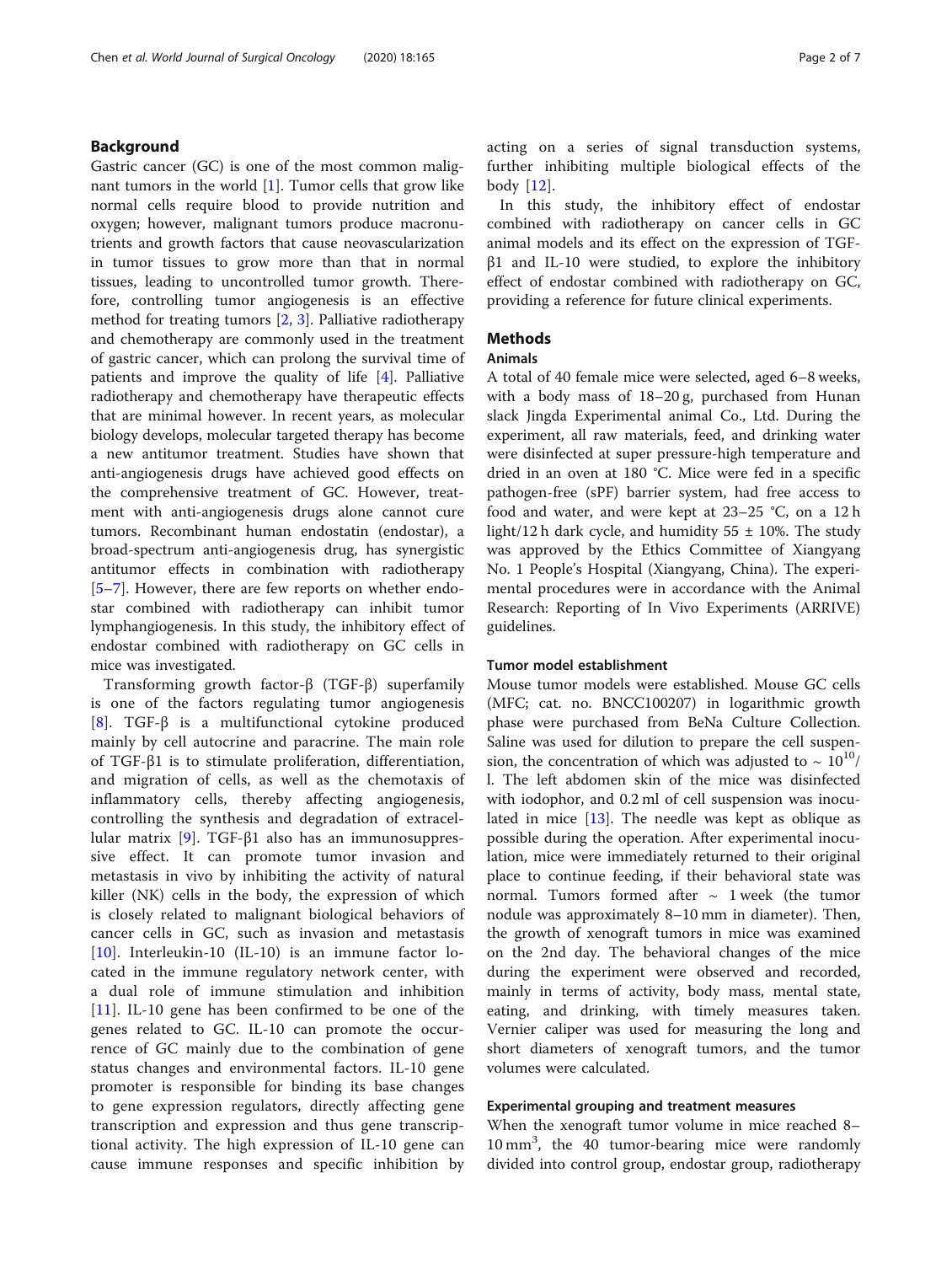## Background

Gastric cancer (GC) is one of the most common malignant tumors in the world [1]. Tumor cells that grow like normal cells require blood to provide nutrition and oxygen; however, malignant tumors produce macronutrients and growth factors that cause neovascularization in tumor tissues to grow more than that in normal tissues, leading to uncontrolled tumor growth. Therefore, controlling tumor angiogenesis is an effective method for treating tumors [2, 3]. Palliative radiotherapy and chemotherapy are commonly used in the treatment of gastric cancer, which can prolong the survival time of patients and improve the quality of life [4]. Palliative radiotherapy and chemotherapy have therapeutic effects that are minimal however. In recent years, as molecular biology develops, molecular targeted therapy has become a new antitumor treatment. Studies have shown that anti-angiogenesis drugs have achieved good effects on the comprehensive treatment of GC. However, treatment with anti-angiogenesis drugs alone cannot cure tumors. Recombinant human endostatin (endostar), a broad-spectrum anti-angiogenesis drug, has synergistic antitumor effects in combination with radiotherapy [5–7]. However, there are few reports on whether endostar combined with radiotherapy can inhibit tumor lymphangiogenesis. In this study, the inhibitory effect of endostar combined with radiotherapy on GC cells in mice was investigated.

Transforming growth factor-β (TGF-β) superfamily is one of the factors regulating tumor angiogenesis [8]. TGF-β is a multifunctional cytokine produced mainly by cell autocrine and paracrine. The main role of TGF-β1 is to stimulate proliferation, differentiation, and migration of cells, as well as the chemotaxis of inflammatory cells, thereby affecting angiogenesis, controlling the synthesis and degradation of extracellular matrix [9]. TGF-β1 also has an immunosuppressive effect. It can promote tumor invasion and metastasis in vivo by inhibiting the activity of natural killer (NK) cells in the body, the expression of which is closely related to malignant biological behaviors of cancer cells in GC, such as invasion and metastasis [10]. Interleukin-10 (IL-10) is an immune factor located in the immune regulatory network center, with a dual role of immune stimulation and inhibition [11]. IL-10 gene has been confirmed to be one of the genes related to GC. IL-10 can promote the occurrence of GC mainly due to the combination of gene status changes and environmental factors. IL-10 gene promoter is responsible for binding its base changes to gene expression regulators, directly affecting gene transcription and expression and thus gene transcriptional activity. The high expression of IL-10 gene can cause immune responses and specific inhibition by acting on a series of signal transduction systems, further inhibiting multiple biological effects of the body [12].

In this study, the inhibitory effect of endostar combined with radiotherapy on cancer cells in GC animal models and its effect on the expression of TGF-β1 and IL-10 were studied, to explore the inhibitory effect of endostar combined with radiotherapy on GC, providing a reference for future clinical experiments.

## Methods

### Animals

A total of 40 female mice were selected, aged 6–8 weeks, with a body mass of 18–20 g, purchased from Hunan slack Jingda Experimental animal Co., Ltd. During the experiment, all raw materials, feed, and drinking water were disinfected at super pressure-high temperature and dried in an oven at 180 °C. Mice were fed in a specific pathogen-free (sPF) barrier system, had free access to food and water, and were kept at 23–25 °C, on a 12 h light/12 h dark cycle, and humidity 55 ± 10%. The study was approved by the Ethics Committee of Xiangyang No. 1 People's Hospital (Xiangyang, China). The experimental procedures were in accordance with the Animal Research: Reporting of In Vivo Experiments (ARRIVE) guidelines.

### Tumor model establishment

Mouse tumor models were established. Mouse GC cells (MFC; cat. no. BNCC100207) in logarithmic growth phase were purchased from BeNa Culture Collection. Saline was used for dilution to prepare the cell suspension, the concentration of which was adjusted to ~ $10^{10}$/l. The left abdomen skin of the mice was disinfected with iodophor, and 0.2 ml of cell suspension was inoculated in mice [13]. The needle was kept as oblique as possible during the operation. After experimental inoculation, mice were immediately returned to their original place to continue feeding, if their behavioral state was normal. Tumors formed after ~ 1 week (the tumor nodule was approximately 8–10 mm in diameter). Then, the growth of xenograft tumors in mice was examined on the 2nd day. The behavioral changes of the mice during the experiment were observed and recorded, mainly in terms of activity, body mass, mental state, eating, and drinking, with timely measures taken. Vernier caliper was used for measuring the long and short diameters of xenograft tumors, and the tumor volumes were calculated.

### Experimental grouping and treatment measures

When the xenograft tumor volume in mice reached 8–10 $mm^3$, the 40 tumor-bearing mice were randomly divided into control group, endostar group, radiotherapy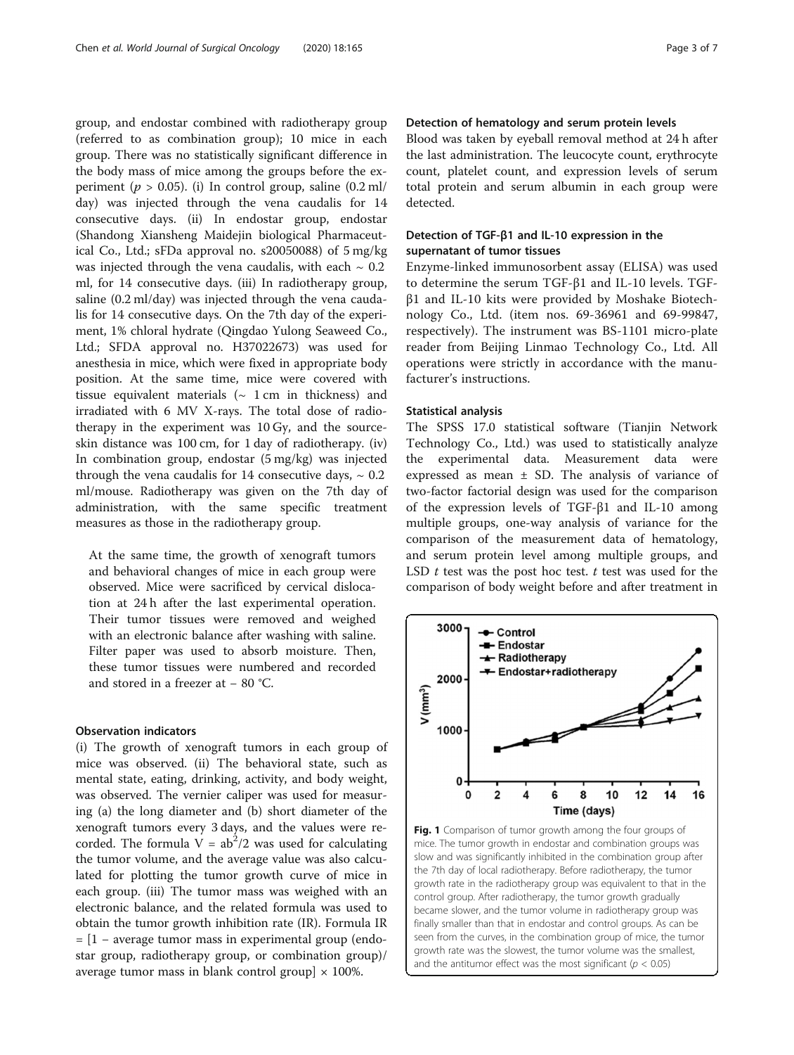group, and endostar combined with radiotherapy group (referred to as combination group); 10 mice in each group. There was no statistically significant difference in the body mass of mice among the groups before the experiment ($p > 0.05$). (i) In control group, saline (0.2 ml/day) was injected through the vena caudalis for 14 consecutive days. (ii) In endostar group, endostar (Shandong Xiansheng Maidejin biological Pharmaceutical Co., Ltd.; sFDa approval no. s20050088) of 5 mg/kg was injected through the vena caudalis, with each ~ 0.2 ml, for 14 consecutive days. (iii) In radiotherapy group, saline (0.2 ml/day) was injected through the vena caudalis for 14 consecutive days. On the 7th day of the experiment, 1% chloral hydrate (Qingdao Yulong Seaweed Co., Ltd.; SFDA approval no. H37022673) was used for anesthesia in mice, which were fixed in appropriate body position. At the same time, mice were covered with tissue equivalent materials (~ 1 cm in thickness) and irradiated with 6 MV X-rays. The total dose of radiotherapy in the experiment was 10 Gy, and the source-skin distance was 100 cm, for 1 day of radiotherapy. (iv) In combination group, endostar (5 mg/kg) was injected through the vena caudalis for 14 consecutive days, ~ 0.2 ml/mouse. Radiotherapy was given on the 7th day of administration, with the same specific treatment measures as those in the radiotherapy group.

At the same time, the growth of xenograft tumors and behavioral changes of mice in each group were observed. Mice were sacrificed by cervical dislocation at 24 h after the last experimental operation. Their tumor tissues were removed and weighed with an electronic balance after washing with saline. Filter paper was used to absorb moisture. Then, these tumor tissues were numbered and recorded and stored in a freezer at − 80 °C.

### Observation indicators

(i) The growth of xenograft tumors in each group of mice was observed. (ii) The behavioral state, such as mental state, eating, drinking, activity, and body weight, was observed. The vernier caliper was used for measuring (a) the long diameter and (b) short diameter of the xenograft tumors every 3 days, and the values were recorded. The formula $V = ab^2/2$ was used for calculating the tumor volume, and the average value was also calculated for plotting the tumor growth curve of mice in each group. (iii) The tumor mass was weighed with an electronic balance, and the related formula was used to obtain the tumor growth inhibition rate (IR). Formula IR = [1 − average tumor mass in experimental group (endostar group, radiotherapy group, or combination group)/average tumor mass in blank control group] × 100%.

### Detection of hematology and serum protein levels

Blood was taken by eyeball removal method at 24 h after the last administration. The leucocyte count, erythrocyte count, platelet count, and expression levels of serum total protein and serum albumin in each group were detected.

### Detection of TGF-β1 and IL-10 expression in the supernatant of tumor tissues

Enzyme-linked immunosorbent assay (ELISA) was used to determine the serum TGF-β1 and IL-10 levels. TGF-β1 and IL-10 kits were provided by Moshake Biotechnology Co., Ltd. (item nos. 69-36961 and 69-99847, respectively). The instrument was BS-1101 micro-plate reader from Beijing Linmao Technology Co., Ltd. All operations were strictly in accordance with the manufacturer's instructions.

### Statistical analysis

The SPSS 17.0 statistical software (Tianjin Network Technology Co., Ltd.) was used to statistically analyze the experimental data. Measurement data were expressed as mean ± SD. The analysis of variance of two-factor factorial design was used for the comparison of the expression levels of TGF-β1 and IL-10 among multiple groups, one-way analysis of variance for the comparison of the measurement data of hematology, and serum protein level among multiple groups, and LSD $t$ test was the post hoc test. $t$ test was used for the comparison of body weight before and after treatment in

**Fig. 1** Comparison of tumor growth among the four groups of mice. The tumor growth in endostar and combination groups was slow and was significantly inhibited in the combination group after the 7th day of local radiotherapy. Before radiotherapy, the tumor growth rate in the radiotherapy group was equivalent to that in the control group. After radiotherapy, the tumor growth gradually became slower, and the tumor volume in radiotherapy group was finally smaller than that in endostar and control groups. As can be seen from the curves, in the combination group of mice, the tumor growth rate was the slowest, the tumor volume was the smallest, and the antitumor effect was the most significant ($p < 0.05$)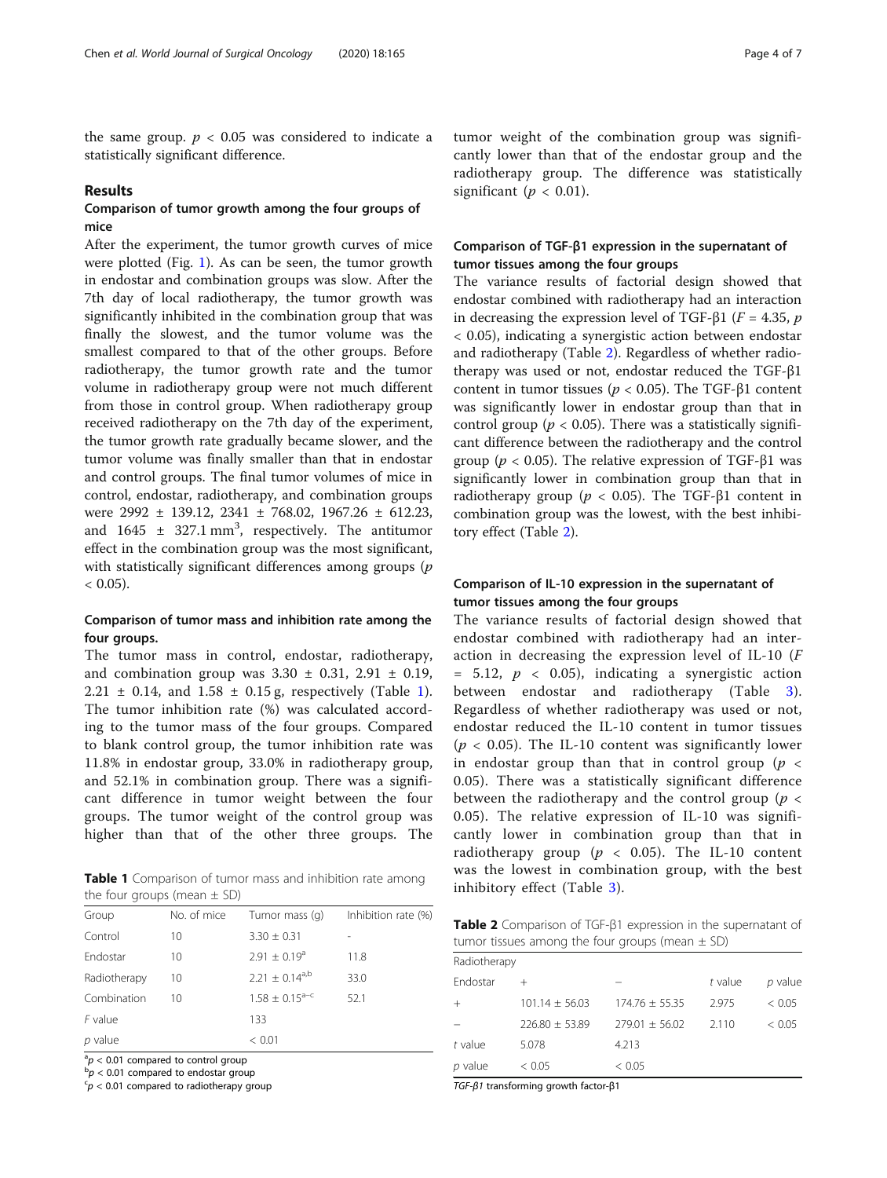the same group. $p < 0.05$ was considered to indicate a statistically significant difference.

## Results

### Comparison of tumor growth among the four groups of mice

After the experiment, the tumor growth curves of mice were plotted (Fig. 1). As can be seen, the tumor growth in endostar and combination groups was slow. After the 7th day of local radiotherapy, the tumor growth was significantly inhibited in the combination group that was finally the slowest, and the tumor volume was the smallest compared to that of the other groups. Before radiotherapy, the tumor growth rate and the tumor volume in radiotherapy group were not much different from those in control group. When radiotherapy group received radiotherapy on the 7th day of the experiment, the tumor growth rate gradually became slower, and the tumor volume was finally smaller than that in endostar and control groups. The final tumor volumes of mice in control, endostar, radiotherapy, and combination groups were 2992 ± 139.12, 2341 ± 768.02, 1967.26 ± 612.23, and 1645 ± 327.1 $mm^3$, respectively. The antitumor effect in the combination group was the most significant, with statistically significant differences among groups ($p < 0.05$).

### Comparison of tumor mass and inhibition rate among the four groups.

The tumor mass in control, endostar, radiotherapy, and combination group was 3.30 ± 0.31, 2.91 ± 0.19, 2.21 ± 0.14, and 1.58 ± 0.15 g, respectively (Table 1). The tumor inhibition rate (%) was calculated according to the tumor mass of the four groups. Compared to blank control group, the tumor inhibition rate was 11.8% in endostar group, 33.0% in radiotherapy group, and 52.1% in combination group. There was a significant difference in tumor weight between the four groups. The tumor weight of the control group was higher than that of the other three groups. The tumor weight of the combination group was significantly lower than that of the endostar group and the radiotherapy group. The difference was statistically significant ($p < 0.01$).

**Table 1** Comparison of tumor mass and inhibition rate among the four groups (mean ± SD)

| Group | No. of mice | Tumor mass (g) | Inhibition rate (%) |
|---|---|---|---|
| Control | 10 | 3.30 ± 0.31 | - |
| Endostar | 10 | 2.91 ± 0.19[a] | 11.8 |
| Radiotherapy | 10 | 2.21 ± 0.14[a,b] | 33.0 |
| Combination | 10 | 1.58 ± 0.15[a–c] | 52.1 |
| $F$ value | | 133 | |
| $p$ value | | < 0.01 | |

[a] $p < 0.01$ compared to control group
[b] $p < 0.01$ compared to endostar group
[c] $p < 0.01$ compared to radiotherapy group

### Comparison of TGF-β1 expression in the supernatant of tumor tissues among the four groups

The variance results of factorial design showed that endostar combined with radiotherapy had an interaction in decreasing the expression level of TGF-β1 ($F = 4.35$, $p < 0.05$), indicating a synergistic action between endostar and radiotherapy (Table 2). Regardless of whether radiotherapy was used or not, endostar reduced the TGF-β1 content in tumor tissues ($p < 0.05$). The TGF-β1 content was significantly lower in endostar group than that in control group ($p < 0.05$). There was a statistically significant difference between the radiotherapy and the control group ($p < 0.05$). The relative expression of TGF-β1 was significantly lower in combination group than that in radiotherapy group ($p < 0.05$). The TGF-β1 content in combination group was the lowest, with the best inhibitory effect (Table 2).

### Comparison of IL-10 expression in the supernatant of tumor tissues among the four groups

The variance results of factorial design showed that endostar combined with radiotherapy had an interaction in decreasing the expression level of IL-10 ($F = 5.12$, $p < 0.05$), indicating a synergistic action between endostar and radiotherapy (Table 3). Regardless of whether radiotherapy was used or not, endostar reduced the IL-10 content in tumor tissues ($p < 0.05$). The IL-10 content was significantly lower in endostar group than that in control group ($p < 0.05$). There was a statistically significant difference between the radiotherapy and the control group ($p < 0.05$). The relative expression of IL-10 was significantly lower in combination group than that in radiotherapy group ($p < 0.05$). The IL-10 content was the lowest in combination group, with the best inhibitory effect (Table 3).

**Table 2** Comparison of TGF-β1 expression in the supernatant of tumor tissues among the four groups (mean ± SD)

| Radiotherapy | | | | |
|---|---|---|---|---|
| Endostar | + | − | $t$ value | $p$ value |
| + | 101.14 ± 56.03 | 174.76 ± 55.35 | 2.975 | < 0.05 |
| − | 226.80 ± 53.89 | 279.01 ± 56.02 | 2.110 | < 0.05 |
| $t$ value | 5.078 | 4.213 | | |
| $p$ value | < 0.05 | < 0.05 | | |

*TGF-β1* transforming growth factor-β1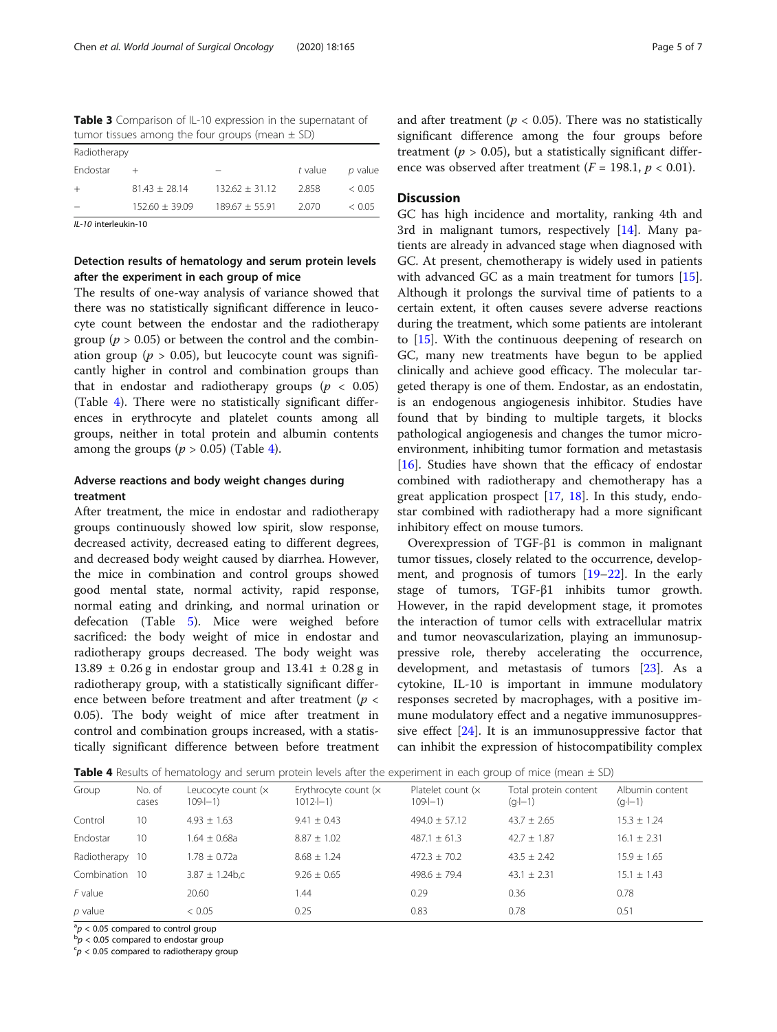**Table 3** Comparison of IL-10 expression in the supernatant of tumor tissues among the four groups (mean ± SD)

| Radiotherapy | | | | |
|---|---|---|---|---|
| Endostar | + | – | *t* value | *p* value |
| + | 81.43 ± 28.14 | 132.62 ± 31.12 | 2.858 | < 0.05 |
| – | 152.60 ± 39.09 | 189.67 ± 55.91 | 2.070 | < 0.05 |

*IL-10* interleukin-10

### Detection results of hematology and serum protein levels after the experiment in each group of mice

The results of one-way analysis of variance showed that there was no statistically significant difference in leucocyte count between the endostar and the radiotherapy group ($p > 0.05$) or between the control and the combination group ($p > 0.05$), but leucocyte count was significantly higher in control and combination groups than that in endostar and radiotherapy groups ($p < 0.05$) (Table 4). There were no statistically significant differences in erythrocyte and platelet counts among all groups, neither in total protein and albumin contents among the groups ($p > 0.05$) (Table 4).

### Adverse reactions and body weight changes during treatment

After treatment, the mice in endostar and radiotherapy groups continuously showed low spirit, slow response, decreased activity, decreased eating to different degrees, and decreased body weight caused by diarrhea. However, the mice in combination and control groups showed good mental state, normal activity, rapid response, normal eating and drinking, and normal urination or defecation (Table 5). Mice were weighed before sacrificed: the body weight of mice in endostar and radiotherapy groups decreased. The body weight was 13.89 ± 0.26 g in endostar group and 13.41 ± 0.28 g in radiotherapy group, with a statistically significant difference between before treatment and after treatment ($p < 0.05$). The body weight of mice after treatment in control and combination groups increased, with a statistically significant difference between before treatment and after treatment ($p < 0.05$). There was no statistically significant difference among the four groups before treatment ($p > 0.05$), but a statistically significant difference was observed after treatment ($F = 198.1$, $p < 0.01$).

## Discussion

GC has high incidence and mortality, ranking 4th and 3rd in malignant tumors, respectively [14]. Many patients are already in advanced stage when diagnosed with GC. At present, chemotherapy is widely used in patients with advanced GC as a main treatment for tumors [15]. Although it prolongs the survival time of patients to a certain extent, it often causes severe adverse reactions during the treatment, which some patients are intolerant to [15]. With the continuous deepening of research on GC, many new treatments have begun to be applied clinically and achieve good efficacy. The molecular targeted therapy is one of them. Endostar, as an endostatin, is an endogenous angiogenesis inhibitor. Studies have found that by binding to multiple targets, it blocks pathological angiogenesis and changes the tumor microenvironment, inhibiting tumor formation and metastasis [16]. Studies have shown that the efficacy of endostar combined with radiotherapy and chemotherapy has a great application prospect [17, 18]. In this study, endostar combined with radiotherapy had a more significant inhibitory effect on mouse tumors.

Overexpression of TGF-β1 is common in malignant tumor tissues, closely related to the occurrence, development, and prognosis of tumors [19–22]. In the early stage of tumors, TGF-β1 inhibits tumor growth. However, in the rapid development stage, it promotes the interaction of tumor cells with extracellular matrix and tumor neovascularization, playing an immunosuppressive role, thereby accelerating the occurrence, development, and metastasis of tumors [23]. As a cytokine, IL-10 is important in immune modulatory responses secreted by macrophages, with a positive immune modulatory effect and a negative immunosuppressive effect [24]. It is an immunosuppressive factor that can inhibit the expression of histocompatibility complex

**Table 4** Results of hematology and serum protein levels after the experiment in each group of mice (mean ± SD)

| Group | No. of cases | Leucocyte count (× 109·l−1) | Erythrocyte count (× 1012·l−1) | Platelet count (× 109·l−1) | Total protein content (g·l−1) | Albumin content (g·l−1) |
|---|---|---|---|---|---|---|
| Control | 10 | 4.93 ± 1.63 | 9.41 ± 0.43 | 494.0 ± 57.12 | 43.7 ± 2.65 | 15.3 ± 1.24 |
| Endostar | 10 | 1.64 ± 0.68a | 8.87 ± 1.02 | 487.1 ± 61.3 | 42.7 ± 1.87 | 16.1 ± 2.31 |
| Radiotherapy | 10 | 1.78 ± 0.72a | 8.68 ± 1.24 | 472.3 ± 70.2 | 43.5 ± 2.42 | 15.9 ± 1.65 |
| Combination | 10 | 3.87 ± 1.24b,c | 9.26 ± 0.65 | 498.6 ± 79.4 | 43.1 ± 2.31 | 15.1 ± 1.43 |
| *F* value | | 20.60 | 1.44 | 0.29 | 0.36 | 0.78 |
| *p* value | | < 0.05 | 0.25 | 0.83 | 0.78 | 0.51 |

[a] $p < 0.05$ compared to control group
[b] $p < 0.05$ compared to endostar group
[c] $p < 0.05$ compared to radiotherapy group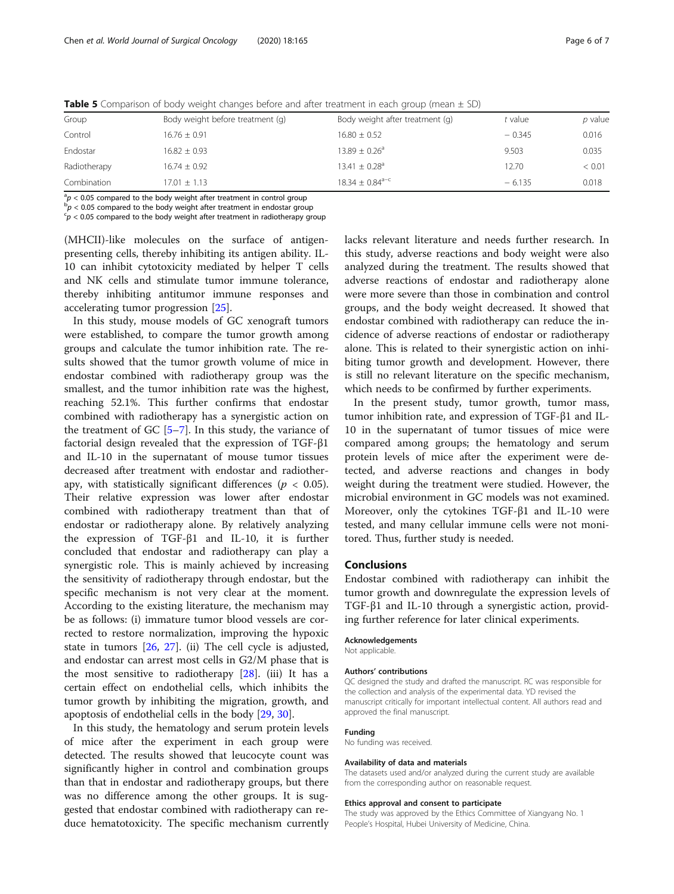**Table 5** Comparison of body weight changes before and after treatment in each group (mean ± SD)

| Group | Body weight before treatment (g) | Body weight after treatment (g) | *t* value | *p* value |
|---|---|---|---|---|
| Control | 16.76 ± 0.91 | 16.80 ± 0.52 | − 0.345 | 0.016 |
| Endostar | 16.82 ± 0.93 | 13.89 ± 0.26[a] | 9.503 | 0.035 |
| Radiotherapy | 16.74 ± 0.92 | 13.41 ± 0.28[a] | 12.70 | < 0.01 |
| Combination | 17.01 ± 1.13 | 18.34 ± 0.84[a–c] | − 6.135 | 0.018 |

[a] $p < 0.05$ compared to the body weight after treatment in control group
[b] $p < 0.05$ compared to the body weight after treatment in endostar group
[c] $p < 0.05$ compared to the body weight after treatment in radiotherapy group

(MHCII)-like molecules on the surface of antigen-presenting cells, thereby inhibiting its antigen ability. IL-10 can inhibit cytotoxicity mediated by helper T cells and NK cells and stimulate tumor immune tolerance, thereby inhibiting antitumor immune responses and accelerating tumor progression [25].

In this study, mouse models of GC xenograft tumors were established, to compare the tumor growth among groups and calculate the tumor inhibition rate. The results showed that the tumor growth volume of mice in endostar combined with radiotherapy group was the smallest, and the tumor inhibition rate was the highest, reaching 52.1%. This further confirms that endostar combined with radiotherapy has a synergistic action on the treatment of GC [5–7]. In this study, the variance of factorial design revealed that the expression of TGF-β1 and IL-10 in the supernatant of mouse tumor tissues decreased after treatment with endostar and radiotherapy, with statistically significant differences ($p < 0.05$). Their relative expression was lower after endostar combined with radiotherapy treatment than that of endostar or radiotherapy alone. By relatively analyzing the expression of TGF-β1 and IL-10, it is further concluded that endostar and radiotherapy can play a synergistic role. This is mainly achieved by increasing the sensitivity of radiotherapy through endostar, but the specific mechanism is not very clear at the moment. According to the existing literature, the mechanism may be as follows: (i) immature tumor blood vessels are corrected to restore normalization, improving the hypoxic state in tumors [26, 27]. (ii) The cell cycle is adjusted, and endostar can arrest most cells in G2/M phase that is the most sensitive to radiotherapy [28]. (iii) It has a certain effect on endothelial cells, which inhibits the tumor growth by inhibiting the migration, growth, and apoptosis of endothelial cells in the body [29, 30].

In this study, the hematology and serum protein levels of mice after the experiment in each group were detected. The results showed that leucocyte count was significantly higher in control and combination groups than that in endostar and radiotherapy groups, but there was no difference among the other groups. It is suggested that endostar combined with radiotherapy can reduce hematotoxicity. The specific mechanism currently lacks relevant literature and needs further research. In this study, adverse reactions and body weight were also analyzed during the treatment. The results showed that adverse reactions of endostar and radiotherapy alone were more severe than those in combination and control groups, and the body weight decreased. It showed that endostar combined with radiotherapy can reduce the incidence of adverse reactions of endostar or radiotherapy alone. This is related to their synergistic action on inhibiting tumor growth and development. However, there is still no relevant literature on the specific mechanism, which needs to be confirmed by further experiments.

In the present study, tumor growth, tumor mass, tumor inhibition rate, and expression of TGF-β1 and IL-10 in the supernatant of tumor tissues of mice were compared among groups; the hematology and serum protein levels of mice after the experiment were detected, and adverse reactions and changes in body weight during the treatment were studied. However, the microbial environment in GC models was not examined. Moreover, only the cytokines TGF-β1 and IL-10 were tested, and many cellular immune cells were not monitored. Thus, further study is needed.

## Conclusions

Endostar combined with radiotherapy can inhibit the tumor growth and downregulate the expression levels of TGF-β1 and IL-10 through a synergistic action, providing further reference for later clinical experiments.

#### Acknowledgements

Not applicable.

#### Authors' contributions

QC designed the study and drafted the manuscript. RC was responsible for the collection and analysis of the experimental data. YD revised the manuscript critically for important intellectual content. All authors read and approved the final manuscript.

#### Funding

No funding was received.

#### Availability of data and materials

The datasets used and/or analyzed during the current study are available from the corresponding author on reasonable request.

#### Ethics approval and consent to participate

The study was approved by the Ethics Committee of Xiangyang No. 1 People's Hospital, Hubei University of Medicine, China.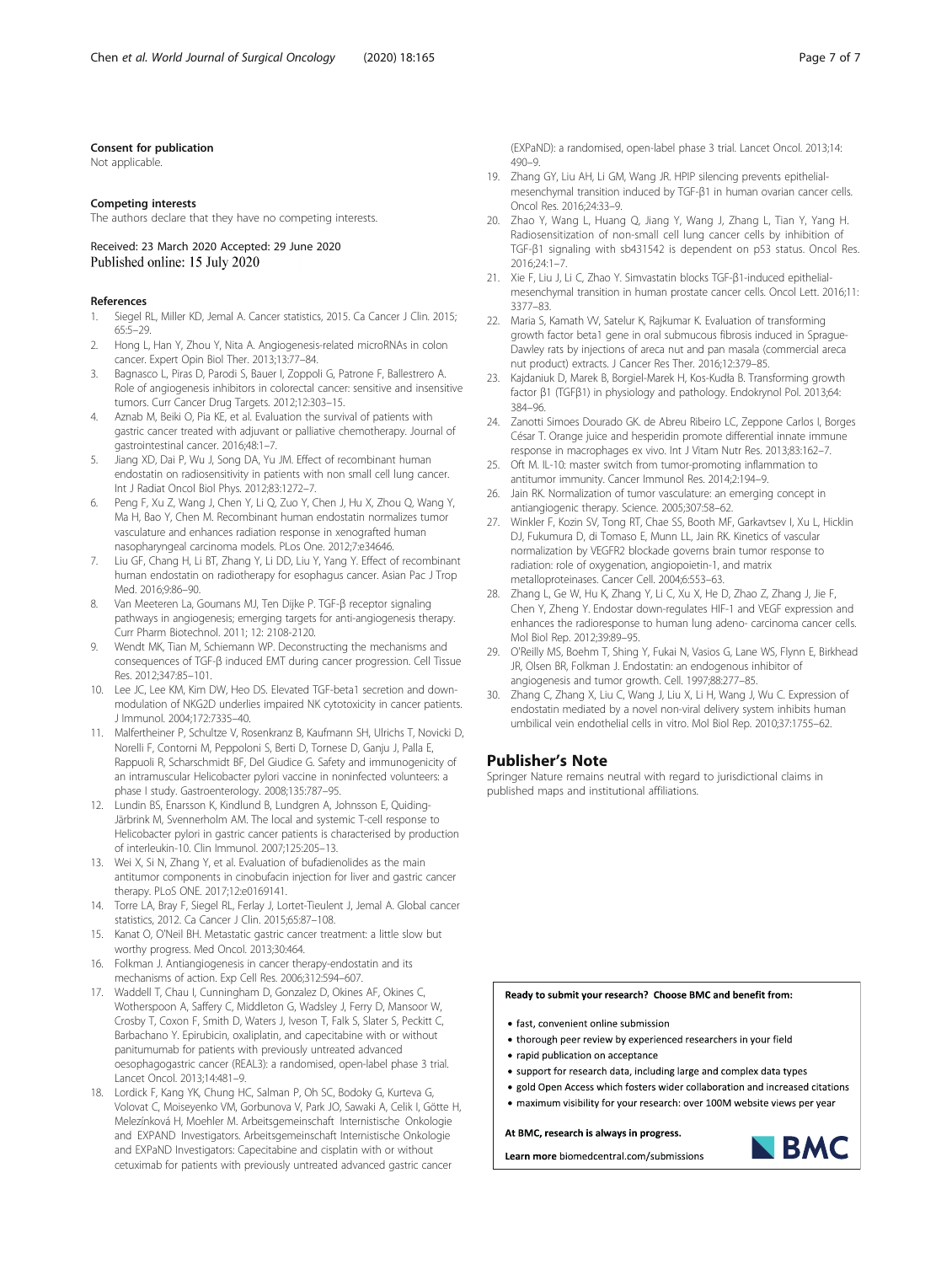#### Consent for publication

Not applicable.

#### Competing interests

The authors declare that they have no competing interests.

Received: 23 March 2020 Accepted: 29 June 2020
Published online: 15 July 2020

#### References

1. Siegel RL, Miller KD, Jemal A. Cancer statistics, 2015. Ca Cancer J Clin. 2015; 65:5–29.
2. Hong L, Han Y, Zhou Y, Nita A. Angiogenesis-related microRNAs in colon cancer. Expert Opin Biol Ther. 2013;13:77–84.
3. Bagnasco L, Piras D, Parodi S, Bauer I, Zoppoli G, Patrone F, Ballestrero A. Role of angiogenesis inhibitors in colorectal cancer: sensitive and insensitive tumors. Curr Cancer Drug Targets. 2012;12:303–15.
4. Aznab M, Beiki O, Pia KE, et al. Evaluation the survival of patients with gastric cancer treated with adjuvant or palliative chemotherapy. Journal of gastrointestinal cancer. 2016;48:1–7.
5. Jiang XD, Dai P, Wu J, Song DA, Yu JM. Effect of recombinant human endostatin on radiosensitivity in patients with non small cell lung cancer. Int J Radiat Oncol Biol Phys. 2012;83:1272–7.
6. Peng F, Xu Z, Wang J, Chen Y, Li Q, Zuo Y, Chen J, Hu X, Zhou Q, Wang Y, Ma H, Bao Y, Chen M. Recombinant human endostatin normalizes tumor vasculature and enhances radiation response in xenografted human nasopharyngeal carcinoma models. PLos One. 2012;7:e34646.
7. Liu GF, Chang H, Li BT, Zhang Y, Li DD, Liu Y, Yang Y. Effect of recombinant human endostatin on radiotherapy for esophagus cancer. Asian Pac J Trop Med. 2016;9:86–90.
8. Van Meeteren La, Goumans MJ, Ten Dijke P. TGF-β receptor signaling pathways in angiogenesis; emerging targets for anti-angiogenesis therapy. Curr Pharm Biotechnol. 2011; 12: 2108-2120.
9. Wendt MK, Tian M, Schiemann WP. Deconstructing the mechanisms and consequences of TGF-β induced EMT during cancer progression. Cell Tissue Res. 2012;347:85–101.
10. Lee JC, Lee KM, Kim DW, Heo DS. Elevated TGF-beta1 secretion and down-modulation of NKG2D underlies impaired NK cytotoxicity in cancer patients. J Immunol. 2004;172:7335–40.
11. Malfertheiner P, Schultze V, Rosenkranz B, Kaufmann SH, Ulrichs T, Novicki D, Norelli F, Contorni M, Peppoloni S, Berti D, Tornese D, Ganju J, Palla E, Rappuoli R, Scharschmidt BF, Del Giudice G. Safety and immunogenicity of an intramuscular Helicobacter pylori vaccine in noninfected volunteers: a phase I study. Gastroenterology. 2008;135:787–95.
12. Lundin BS, Enarsson K, Kindlund B, Lundgren A, Johnsson E, Quiding-Järbrink M, Svennerholm AM. The local and systemic T-cell response to Helicobacter pylori in gastric cancer patients is characterised by production of interleukin-10. Clin Immunol. 2007;125:205–13.
13. Wei X, Si N, Zhang Y, et al. Evaluation of bufadienolides as the main antitumor components in cinobufacin injection for liver and gastric cancer therapy. PLoS ONE. 2017;12:e0169141.
14. Torre LA, Bray F, Siegel RL, Ferlay J, Lortet-Tieulent J, Jemal A. Global cancer statistics, 2012. Ca Cancer J Clin. 2015;65:87–108.
15. Kanat O, O'Neil BH. Metastatic gastric cancer treatment: a little slow but worthy progress. Med Oncol. 2013;30:464.
16. Folkman J. Antiangiogenesis in cancer therapy-endostatin and its mechanisms of action. Exp Cell Res. 2006;312:594–607.
17. Waddell T, Chau I, Cunningham D, Gonzalez D, Okines AF, Okines C, Wotherspoon A, Saffery C, Middleton G, Wadsley J, Ferry D, Mansoor W, Crosby T, Coxon F, Smith D, Waters J, Iveson T, Falk S, Slater S, Peckitt C, Barbachano Y. Epirubicin, oxaliplatin, and capecitabine with or without panitumumab for patients with previously untreated advanced oesophagogastric cancer (REAL3): a randomised, open-label phase 3 trial. Lancet Oncol. 2013;14:481–9.
18. Lordick F, Kang YK, Chung HC, Salman P, Oh SC, Bodoky G, Kurteva G, Volovat C, Moiseyenko VM, Gorbunova V, Park JO, Sawaki A, Celik I, Götte H, Melezínková H, Moehler M. Arbeitsgemeinschaft Internistische Onkologie and EXPAND Investigators. Arbeitsgemeinschaft Internistische Onkologie and EXPaND Investigators: Capecitabine and cisplatin with or without cetuximab for patients with previously untreated advanced gastric cancer (EXPaND): a randomised, open-label phase 3 trial. Lancet Oncol. 2013;14: 490–9.
19. Zhang GY, Liu AH, Li GM, Wang JR. HPIP silencing prevents epithelial-mesenchymal transition induced by TGF-β1 in human ovarian cancer cells. Oncol Res. 2016;24:33–9.
20. Zhao Y, Wang L, Huang Q, Jiang Y, Wang J, Zhang L, Tian Y, Yang H. Radiosensitization of non-small cell lung cancer cells by inhibition of TGF-β1 signaling with sb431542 is dependent on p53 status. Oncol Res. 2016;24:1–7.
21. Xie F, Liu J, Li C, Zhao Y. Simvastatin blocks TGF-β1-induced epithelial-mesenchymal transition in human prostate cancer cells. Oncol Lett. 2016;11: 3377–83.
22. Maria S, Kamath W, Satelur K, Rajkumar K. Evaluation of transforming growth factor beta1 gene in oral submucous fibrosis induced in Sprague-Dawley rats by injections of areca nut and pan masala (commercial areca nut product) extracts. J Cancer Res Ther. 2016;12:379–85.
23. Kajdaniuk D, Marek B, Borgiel-Marek H, Kos-Kudła B. Transforming growth factor β1 (TGFβ1) in physiology and pathology. Endokrynol Pol. 2013;64: 384–96.
24. Zanotti Simoes Dourado GK. de Abreu Ribeiro LC, Zeppone Carlos I, Borges César T. Orange juice and hesperidin promote differential innate immune response in macrophages ex vivo. Int J Vitam Nutr Res. 2013;83:162–7.
25. Oft M. IL-10: master switch from tumor-promoting inflammation to antitumor immunity. Cancer Immunol Res. 2014;2:194–9.
26. Jain RK. Normalization of tumor vasculature: an emerging concept in antiangiogenic therapy. Science. 2005;307:58–62.
27. Winkler F, Kozin SV, Tong RT, Chae SS, Booth MF, Garkavtsev I, Xu L, Hicklin DJ, Fukumura D, di Tomaso E, Munn LL, Jain RK. Kinetics of vascular normalization by VEGFR2 blockade governs brain tumor response to radiation: role of oxygenation, angiopoietin-1, and matrix metalloproteinases. Cancer Cell. 2004;6:553–63.
28. Zhang L, Ge W, Hu K, Zhang Y, Li C, Xu X, He D, Zhao Z, Zhang J, Jie F, Chen Y, Zheng Y. Endostar down-regulates HIF-1 and VEGF expression and enhances the radioresponse to human lung adeno- carcinoma cancer cells. Mol Biol Rep. 2012;39:89–95.
29. O'Reilly MS, Boehm T, Shing Y, Fukai N, Vasios G, Lane WS, Flynn E, Birkhead JR, Olsen BR, Folkman J. Endostatin: an endogenous inhibitor of angiogenesis and tumor growth. Cell. 1997;88:277–85.
30. Zhang C, Zhang X, Liu C, Wang J, Liu X, Li H, Wang J, Wu C. Expression of endostatin mediated by a novel non-viral delivery system inhibits human umbilical vein endothelial cells in vitro. Mol Biol Rep. 2010;37:1755–62.

## Publisher's Note

Springer Nature remains neutral with regard to jurisdictional claims in published maps and institutional affiliations.

**Ready to submit your research? Choose BMC and benefit from:**

- fast, convenient online submission
- thorough peer review by experienced researchers in your field
- rapid publication on acceptance
- support for research data, including large and complex data types
- gold Open Access which fosters wider collaboration and increased citations
- maximum visibility for your research: over 100M website views per year

**At BMC, research is always in progress.**

**Learn more** biomedcentral.com/submissions

BMC